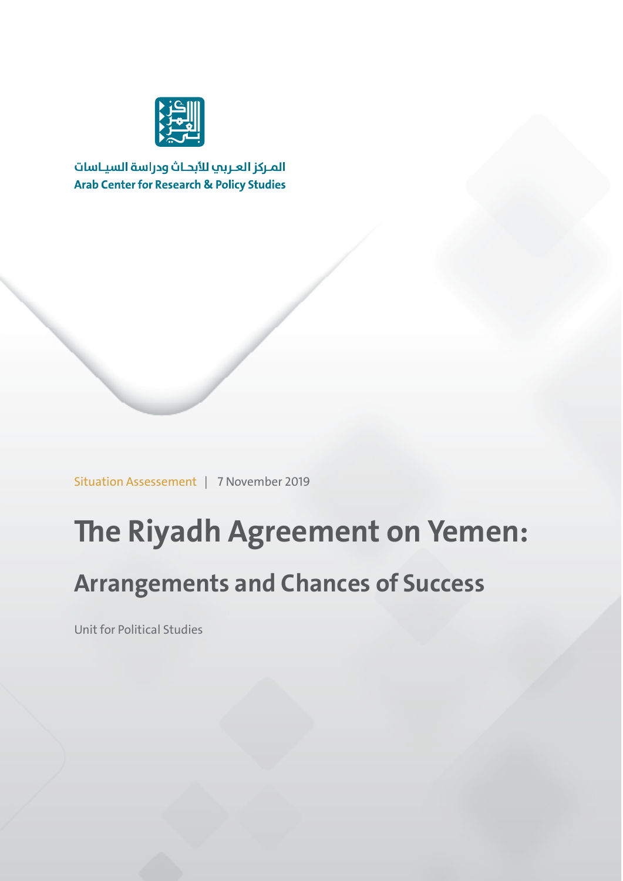المركز العربي للأبحاث ودراسة السياسات
**Arab Center for Research & Policy Studies**

Situation Assessement | 7 November 2019

# The Riyadh Agreement on Yemen:

## Arrangements and Chances of Success

Unit for Political Studies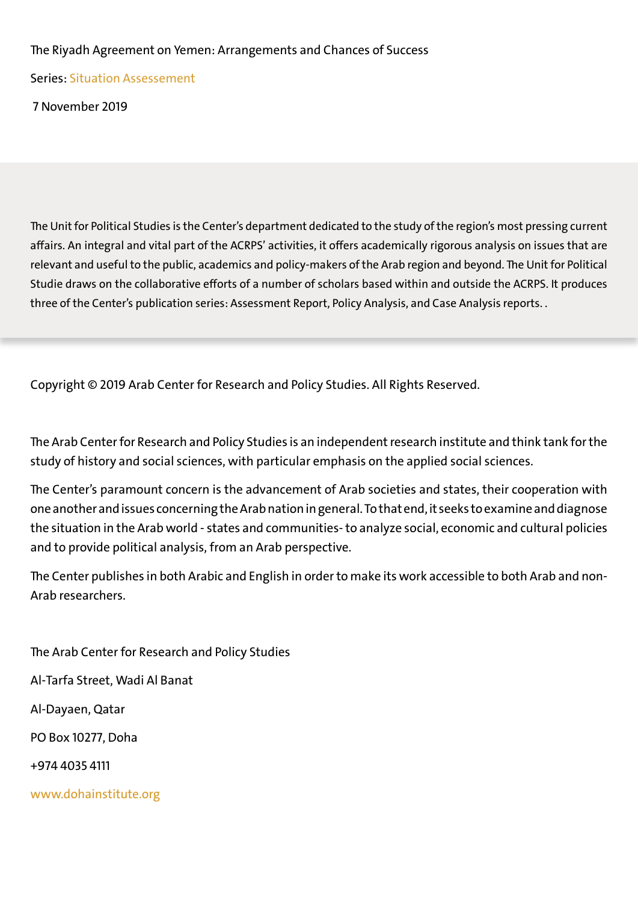The Riyadh Agreement on Yemen: Arrangements and Chances of Success

Series: Situation Assessement

7 November 2019

The Unit for Political Studies is the Center's department dedicated to the study of the region's most pressing current affairs. An integral and vital part of the ACRPS' activities, it offers academically rigorous analysis on issues that are relevant and useful to the public, academics and policy-makers of the Arab region and beyond. The Unit for Political Studie draws on the collaborative efforts of a number of scholars based within and outside the ACRPS. It produces three of the Center's publication series: Assessment Report, Policy Analysis, and Case Analysis reports. .

Copyright © 2019 Arab Center for Research and Policy Studies. All Rights Reserved.

The Arab Center for Research and Policy Studies is an independent research institute and think tank for the study of history and social sciences, with particular emphasis on the applied social sciences.

The Center's paramount concern is the advancement of Arab societies and states, their cooperation with one another and issues concerning the Arab nation in general. To that end, it seeks to examine and diagnose the situation in the Arab world - states and communities- to analyze social, economic and cultural policies and to provide political analysis, from an Arab perspective.

The Center publishes in both Arabic and English in order to make its work accessible to both Arab and non-Arab researchers.

The Arab Center for Research and Policy Studies

Al-Tarfa Street, Wadi Al Banat

Al-Dayaen, Qatar

PO Box 10277, Doha

+974 4035 4111

www.dohainstitute.org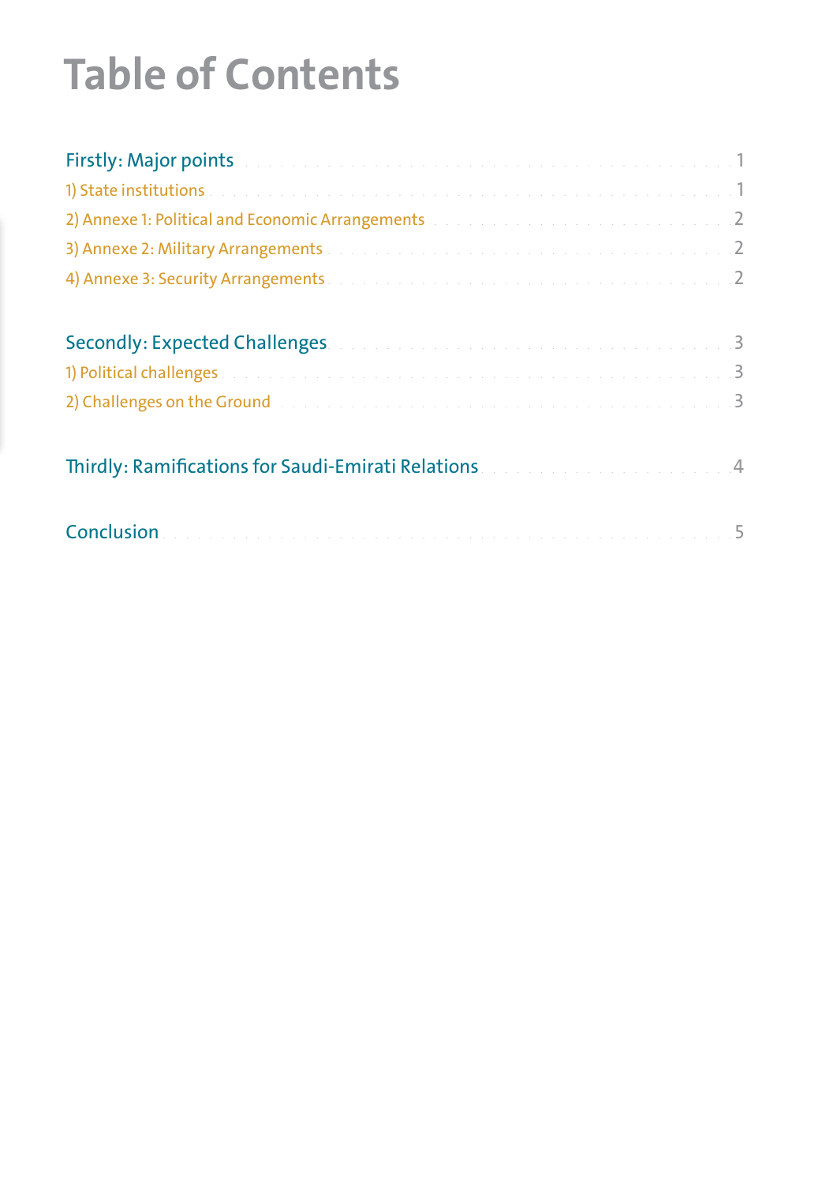# Table of Contents

Firstly: Major points ... 1

1) State institutions ... 1

2) Annexe 1: Political and Economic Arrangements ... 2

3) Annexe 2: Military Arrangements ... 2

4) Annexe 3: Security Arrangements ... 2

Secondly: Expected Challenges ... 3

1) Political challenges ... 3

2) Challenges on the Ground ... 3

Thirdly: Ramifications for Saudi-Emirati Relations ... 4

Conclusion ... 5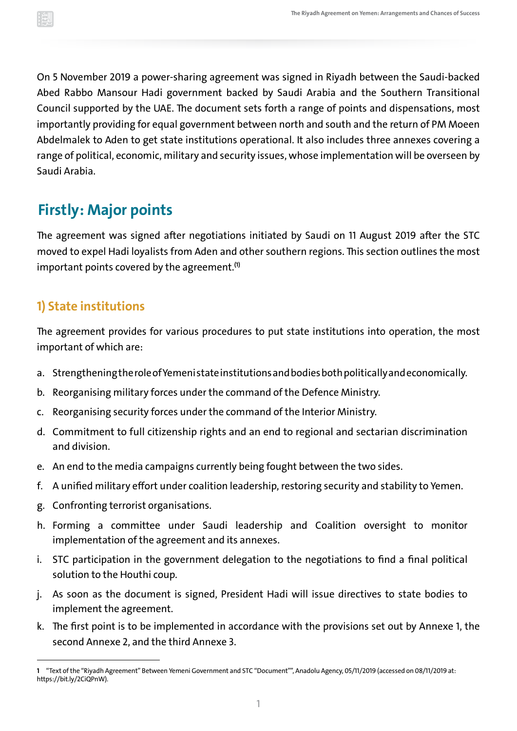On 5 November 2019 a power-sharing agreement was signed in Riyadh between the Saudi-backed Abed Rabbo Mansour Hadi government backed by Saudi Arabia and the Southern Transitional Council supported by the UAE. The document sets forth a range of points and dispensations, most importantly providing for equal government between north and south and the return of PM Moeen Abdelmalek to Aden to get state institutions operational. It also includes three annexes covering a range of political, economic, military and security issues, whose implementation will be overseen by Saudi Arabia.

## Firstly: Major points

The agreement was signed after negotiations initiated by Saudi on 11 August 2019 after the STC moved to expel Hadi loyalists from Aden and other southern regions. This section outlines the most important points covered by the agreement.[1]

### 1) State institutions

The agreement provides for various procedures to put state institutions into operation, the most important of which are:

a. Strengthening the role of Yemeni state institutions and bodies both politically and economically.
b. Reorganising military forces under the command of the Defence Ministry.
c. Reorganising security forces under the command of the Interior Ministry.
d. Commitment to full citizenship rights and an end to regional and sectarian discrimination and division.
e. An end to the media campaigns currently being fought between the two sides.
f. A unified military effort under coalition leadership, restoring security and stability to Yemen.
g. Confronting terrorist organisations.
h. Forming a committee under Saudi leadership and Coalition oversight to monitor implementation of the agreement and its annexes.
i. STC participation in the government delegation to the negotiations to find a final political solution to the Houthi coup.
j. As soon as the document is signed, President Hadi will issue directives to state bodies to implement the agreement.
k. The first point is to be implemented in accordance with the provisions set out by Annexe 1, the second Annexe 2, and the third Annexe 3.

---

1 "Text of the "Riyadh Agreement" Between Yemeni Government and STC "Document"", Anadolu Agency, 05/11/2019 (accessed on 08/11/2019 at: https://bit.ly/2CiQPnW).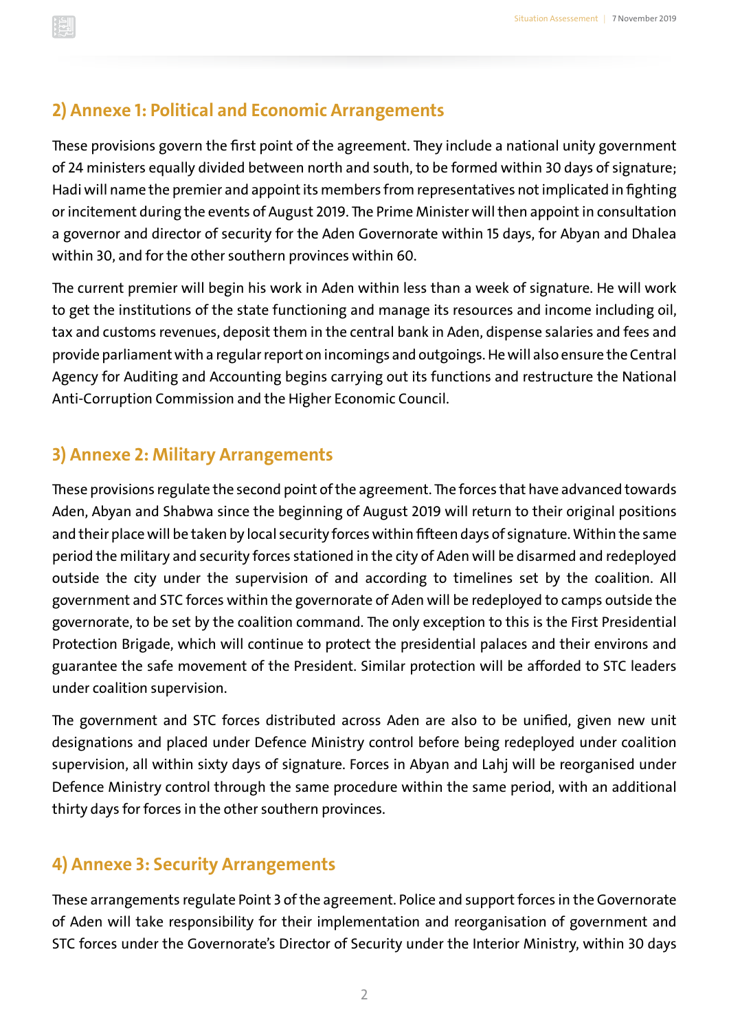## 2) Annexe 1: Political and Economic Arrangements

These provisions govern the first point of the agreement. They include a national unity government of 24 ministers equally divided between north and south, to be formed within 30 days of signature; Hadi will name the premier and appoint its members from representatives not implicated in fighting or incitement during the events of August 2019. The Prime Minister will then appoint in consultation a governor and director of security for the Aden Governorate within 15 days, for Abyan and Dhalea within 30, and for the other southern provinces within 60.

The current premier will begin his work in Aden within less than a week of signature. He will work to get the institutions of the state functioning and manage its resources and income including oil, tax and customs revenues, deposit them in the central bank in Aden, dispense salaries and fees and provide parliament with a regular report on incomings and outgoings. He will also ensure the Central Agency for Auditing and Accounting begins carrying out its functions and restructure the National Anti-Corruption Commission and the Higher Economic Council.

## 3) Annexe 2: Military Arrangements

These provisions regulate the second point of the agreement. The forces that have advanced towards Aden, Abyan and Shabwa since the beginning of August 2019 will return to their original positions and their place will be taken by local security forces within fifteen days of signature. Within the same period the military and security forces stationed in the city of Aden will be disarmed and redeployed outside the city under the supervision of and according to timelines set by the coalition. All government and STC forces within the governorate of Aden will be redeployed to camps outside the governorate, to be set by the coalition command. The only exception to this is the First Presidential Protection Brigade, which will continue to protect the presidential palaces and their environs and guarantee the safe movement of the President. Similar protection will be afforded to STC leaders under coalition supervision.

The government and STC forces distributed across Aden are also to be unified, given new unit designations and placed under Defence Ministry control before being redeployed under coalition supervision, all within sixty days of signature. Forces in Abyan and Lahj will be reorganised under Defence Ministry control through the same procedure within the same period, with an additional thirty days for forces in the other southern provinces.

## 4) Annexe 3: Security Arrangements

These arrangements regulate Point 3 of the agreement. Police and support forces in the Governorate of Aden will take responsibility for their implementation and reorganisation of government and STC forces under the Governorate's Director of Security under the Interior Ministry, within 30 days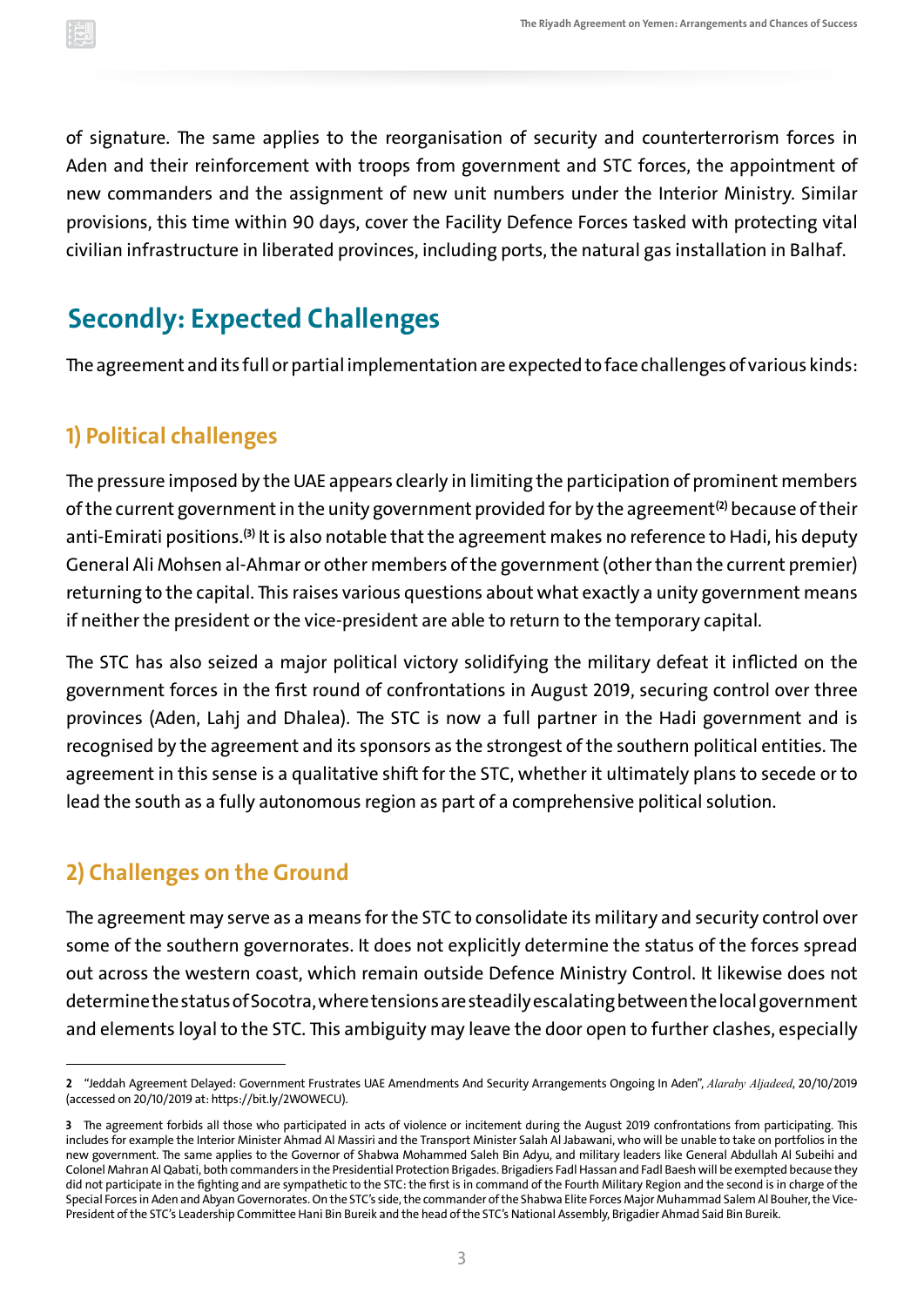of signature. The same applies to the reorganisation of security and counterterrorism forces in Aden and their reinforcement with troops from government and STC forces, the appointment of new commanders and the assignment of new unit numbers under the Interior Ministry. Similar provisions, this time within 90 days, cover the Facility Defence Forces tasked with protecting vital civilian infrastructure in liberated provinces, including ports, the natural gas installation in Balhaf.

## Secondly: Expected Challenges

The agreement and its full or partial implementation are expected to face challenges of various kinds:

### 1) Political challenges

The pressure imposed by the UAE appears clearly in limiting the participation of prominent members of the current government in the unity government provided for by the agreement[2] because of their anti-Emirati positions.[3] It is also notable that the agreement makes no reference to Hadi, his deputy General Ali Mohsen al-Ahmar or other members of the government (other than the current premier) returning to the capital. This raises various questions about what exactly a unity government means if neither the president or the vice-president are able to return to the temporary capital.

The STC has also seized a major political victory solidifying the military defeat it inflicted on the government forces in the first round of confrontations in August 2019, securing control over three provinces (Aden, Lahj and Dhalea). The STC is now a full partner in the Hadi government and is recognised by the agreement and its sponsors as the strongest of the southern political entities. The agreement in this sense is a qualitative shift for the STC, whether it ultimately plans to secede or to lead the south as a fully autonomous region as part of a comprehensive political solution.

### 2) Challenges on the Ground

The agreement may serve as a means for the STC to consolidate its military and security control over some of the southern governorates. It does not explicitly determine the status of the forces spread out across the western coast, which remain outside Defence Ministry Control. It likewise does not determine the status of Socotra, where tensions are steadily escalating between the local government and elements loyal to the STC. This ambiguity may leave the door open to further clashes, especially

---

2 "Jeddah Agreement Delayed: Government Frustrates UAE Amendments And Security Arrangements Ongoing In Aden", *Alaraby Aljadeed*, 20/10/2019 (accessed on 20/10/2019 at: https://bit.ly/2WOWECU).

3 The agreement forbids all those who participated in acts of violence or incitement during the August 2019 confrontations from participating. This includes for example the Interior Minister Ahmad Al Massiri and the Transport Minister Salah Al Jabawani, who will be unable to take on portfolios in the new government. The same applies to the Governor of Shabwa Mohammed Saleh Bin Adyu, and military leaders like General Abdullah Al Subeihi and Colonel Mahran Al Qabati, both commanders in the Presidential Protection Brigades. Brigadiers Fadl Hassan and Fadl Baesh will be exempted because they did not participate in the fighting and are sympathetic to the STC: the first is in command of the Fourth Military Region and the second is in charge of the Special Forces in Aden and Abyan Governorates. On the STC's side, the commander of the Shabwa Elite Forces Major Muhammad Salem Al Bouher, the Vice-President of the STC's Leadership Committee Hani Bin Bureik and the head of the STC's National Assembly, Brigadier Ahmad Said Bin Bureik.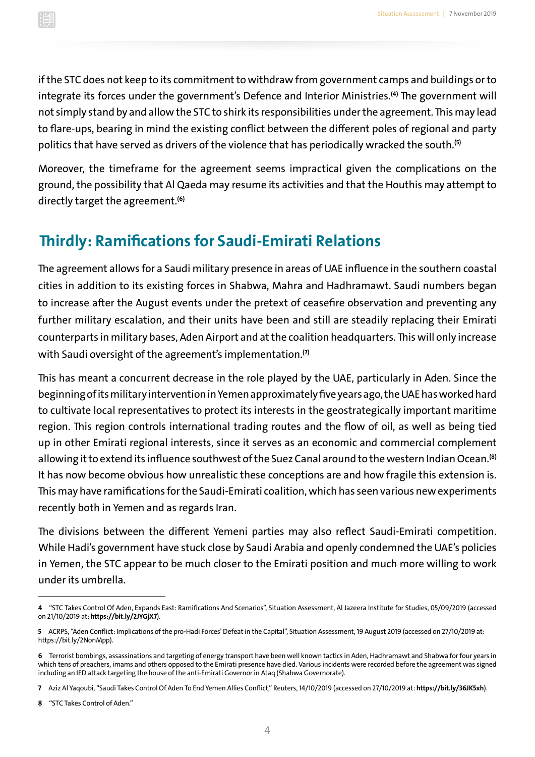if the STC does not keep to its commitment to withdraw from government camps and buildings or to integrate its forces under the government's Defence and Interior Ministries.[4] The government will not simply stand by and allow the STC to shirk its responsibilities under the agreement. This may lead to flare-ups, bearing in mind the existing conflict between the different poles of regional and party politics that have served as drivers of the violence that has periodically wracked the south.[5]

Moreover, the timeframe for the agreement seems impractical given the complications on the ground, the possibility that Al Qaeda may resume its activities and that the Houthis may attempt to directly target the agreement.[6]

## Thirdly: Ramifications for Saudi-Emirati Relations

The agreement allows for a Saudi military presence in areas of UAE influence in the southern coastal cities in addition to its existing forces in Shabwa, Mahra and Hadhramawt. Saudi numbers began to increase after the August events under the pretext of ceasefire observation and preventing any further military escalation, and their units have been and still are steadily replacing their Emirati counterparts in military bases, Aden Airport and at the coalition headquarters. This will only increase with Saudi oversight of the agreement's implementation.[7]

This has meant a concurrent decrease in the role played by the UAE, particularly in Aden. Since the beginning of its military intervention in Yemen approximately five years ago, the UAE has worked hard to cultivate local representatives to protect its interests in the geostrategically important maritime region. This region controls international trading routes and the flow of oil, as well as being tied up in other Emirati regional interests, since it serves as an economic and commercial complement allowing it to extend its influence southwest of the Suez Canal around to the western Indian Ocean.[8] It has now become obvious how unrealistic these conceptions are and how fragile this extension is. This may have ramifications for the Saudi-Emirati coalition, which has seen various new experiments recently both in Yemen and as regards Iran.

The divisions between the different Yemeni parties may also reflect Saudi-Emirati competition. While Hadi's government have stuck close by Saudi Arabia and openly condemned the UAE's policies in Yemen, the STC appear to be much closer to the Emirati position and much more willing to work under its umbrella.

---

**4** "STC Takes Control Of Aden, Expands East: Ramifications And Scenarios", Situation Assessment, Al Jazeera Institute for Studies, 05/09/2019 (accessed on 21/10/2019 at: **https://bit.ly/2JYGjX7**).

**5** ACRPS, "Aden Conflict: Implications of the pro-Hadi Forces' Defeat in the Capital", Situation Assessment, 19 August 2019 (accessed on 27/10/2019 at: https://bit.ly/2NonMpp).

**6** Terrorist bombings, assassinations and targeting of energy transport have been well known tactics in Aden, Hadhramawt and Shabwa for four years in which tens of preachers, imams and others opposed to the Emirati presence have died. Various incidents were recorded before the agreement was signed including an IED attack targeting the house of the anti-Emirati Governor in Ataq (Shabwa Governorate).

**7** Aziz Al Yaqoubi, "Saudi Takes Control Of Aden To End Yemen Allies Conflict," Reuters, 14/10/2019 (accessed on 27/10/2019 at: **https://bit.ly/36JK5xh**).

**8** "STC Takes Control of Aden."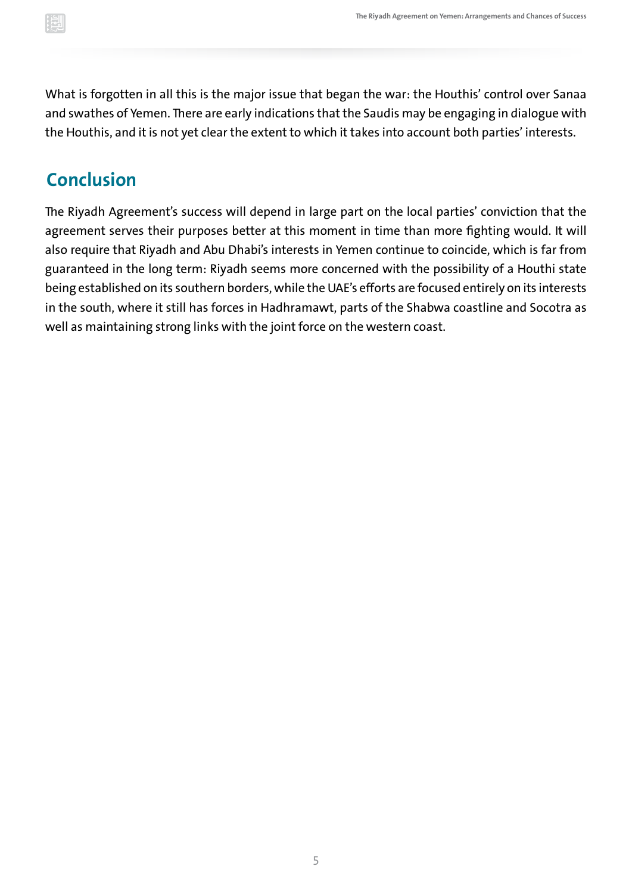What is forgotten in all this is the major issue that began the war: the Houthis' control over Sanaa and swathes of Yemen. There are early indications that the Saudis may be engaging in dialogue with the Houthis, and it is not yet clear the extent to which it takes into account both parties' interests.

## Conclusion

The Riyadh Agreement's success will depend in large part on the local parties' conviction that the agreement serves their purposes better at this moment in time than more fighting would. It will also require that Riyadh and Abu Dhabi's interests in Yemen continue to coincide, which is far from guaranteed in the long term: Riyadh seems more concerned with the possibility of a Houthi state being established on its southern borders, while the UAE's efforts are focused entirely on its interests in the south, where it still has forces in Hadhramawt, parts of the Shabwa coastline and Socotra as well as maintaining strong links with the joint force on the western coast.